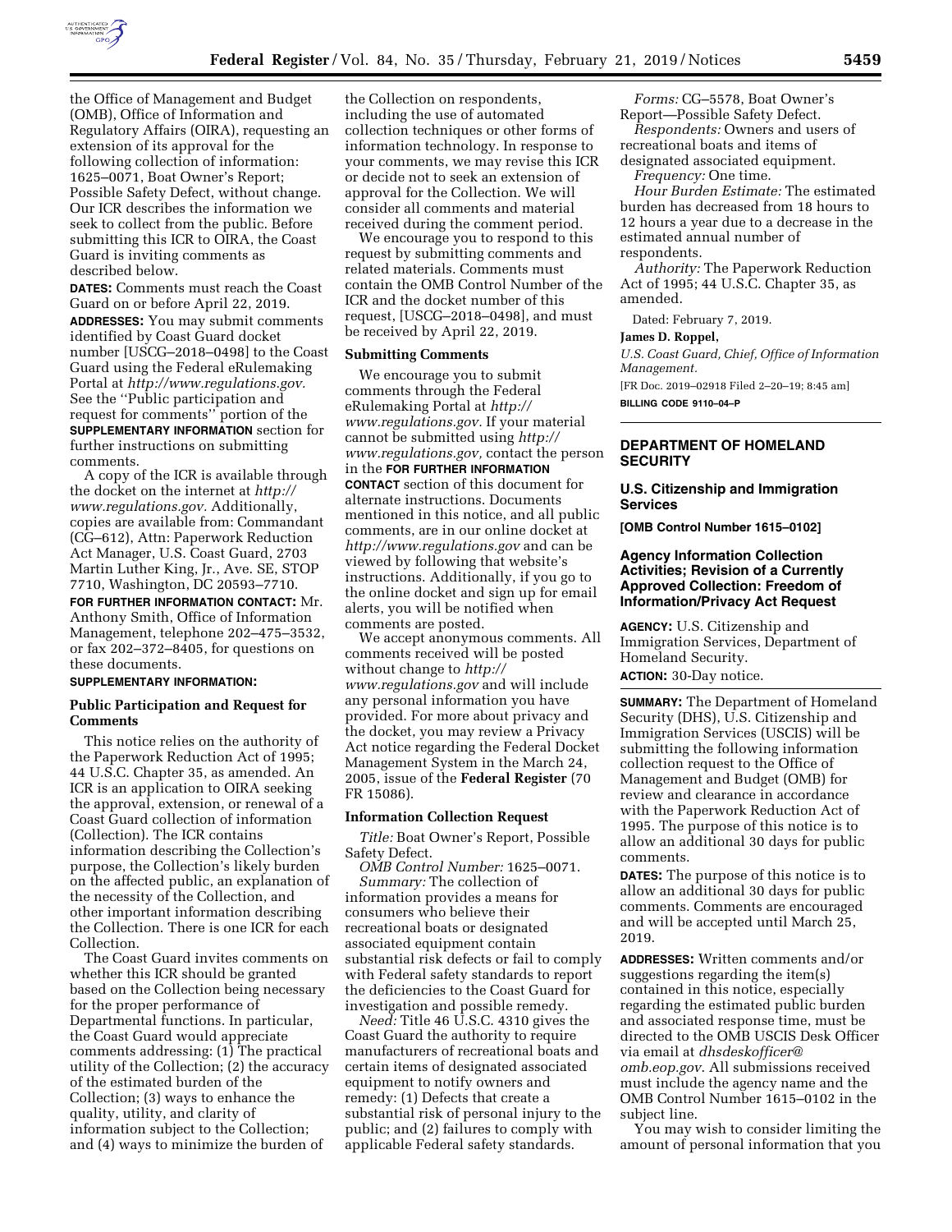the Office of Management and Budget (OMB), Office of Information and Regulatory Affairs (OIRA), requesting an extension of its approval for the following collection of information: 1625–0071, Boat Owner's Report; Possible Safety Defect, without change. Our ICR describes the information we seek to collect from the public. Before submitting this ICR to OIRA, the Coast Guard is inviting comments as described below.

**DATES:** Comments must reach the Coast Guard on or before April 22, 2019.

**ADDRESSES:** You may submit comments identified by Coast Guard docket number [USCG–2018–0498] to the Coast Guard using the Federal eRulemaking Portal at *http://www.regulations.gov.* See the "Public participation and request for comments" portion of the **SUPPLEMENTARY INFORMATION** section for further instructions on submitting comments.

A copy of the ICR is available through the docket on the internet at *http://www.regulations.gov.* Additionally, copies are available from: Commandant (CG–612), Attn: Paperwork Reduction Act Manager, U.S. Coast Guard, 2703 Martin Luther King, Jr., Ave. SE, STOP 7710, Washington, DC 20593–7710.

**FOR FURTHER INFORMATION CONTACT:** Mr. Anthony Smith, Office of Information Management, telephone 202–475–3532, or fax 202–372–8405, for questions on these documents.

**SUPPLEMENTARY INFORMATION:**

### Public Participation and Request for Comments

This notice relies on the authority of the Paperwork Reduction Act of 1995; 44 U.S.C. Chapter 35, as amended. An ICR is an application to OIRA seeking the approval, extension, or renewal of a Coast Guard collection of information (Collection). The ICR contains information describing the Collection's purpose, the Collection's likely burden on the affected public, an explanation of the necessity of the Collection, and other important information describing the Collection. There is one ICR for each Collection.

The Coast Guard invites comments on whether this ICR should be granted based on the Collection being necessary for the proper performance of Departmental functions. In particular, the Coast Guard would appreciate comments addressing: (1) The practical utility of the Collection; (2) the accuracy of the estimated burden of the Collection; (3) ways to enhance the quality, utility, and clarity of information subject to the Collection; and (4) ways to minimize the burden of the Collection on respondents, including the use of automated collection techniques or other forms of information technology. In response to your comments, we may revise this ICR or decide not to seek an extension of approval for the Collection. We will consider all comments and material received during the comment period.

We encourage you to respond to this request by submitting comments and related materials. Comments must contain the OMB Control Number of the ICR and the docket number of this request, [USCG–2018–0498], and must be received by April 22, 2019.

### Submitting Comments

We encourage you to submit comments through the Federal eRulemaking Portal at *http://www.regulations.gov.* If your material cannot be submitted using *http://www.regulations.gov,* contact the person in the **FOR FURTHER INFORMATION CONTACT** section of this document for alternate instructions. Documents mentioned in this notice, and all public comments, are in our online docket at *http://www.regulations.gov* and can be viewed by following that website's instructions. Additionally, if you go to the online docket and sign up for email alerts, you will be notified when comments are posted.

We accept anonymous comments. All comments received will be posted without change to *http://www.regulations.gov* and will include any personal information you have provided. For more about privacy and the docket, you may review a Privacy Act notice regarding the Federal Docket Management System in the March 24, 2005, issue of the **Federal Register** (70 FR 15086).

### Information Collection Request

*Title:* Boat Owner's Report, Possible Safety Defect.

*OMB Control Number:* 1625–0071.

*Summary:* The collection of information provides a means for consumers who believe their recreational boats or designated associated equipment contain substantial risk defects or fail to comply with Federal safety standards to report the deficiencies to the Coast Guard for investigation and possible remedy.

*Need:* Title 46 U.S.C. 4310 gives the Coast Guard the authority to require manufacturers of recreational boats and certain items of designated associated equipment to notify owners and remedy: (1) Defects that create a substantial risk of personal injury to the public; and (2) failures to comply with applicable Federal safety standards.

*Forms:* CG–5578, Boat Owner's Report—Possible Safety Defect.

*Respondents:* Owners and users of recreational boats and items of designated associated equipment.

*Frequency:* One time.

*Hour Burden Estimate:* The estimated burden has decreased from 18 hours to 12 hours a year due to a decrease in the estimated annual number of respondents.

*Authority:* The Paperwork Reduction Act of 1995; 44 U.S.C. Chapter 35, as amended.

Dated: February 7, 2019.

**James D. Roppel,**

*U.S. Coast Guard, Chief, Office of Information Management.*

[FR Doc. 2019–02918 Filed 2–20–19; 8:45 am]

**BILLING CODE 9110–04–P**

---

## DEPARTMENT OF HOMELAND SECURITY

### U.S. Citizenship and Immigration Services

**[OMB Control Number 1615–0102]**

### Agency Information Collection Activities; Revision of a Currently Approved Collection: Freedom of Information/Privacy Act Request

**AGENCY:** U.S. Citizenship and Immigration Services, Department of Homeland Security.

**ACTION:** 30-Day notice.

**SUMMARY:** The Department of Homeland Security (DHS), U.S. Citizenship and Immigration Services (USCIS) will be submitting the following information collection request to the Office of Management and Budget (OMB) for review and clearance in accordance with the Paperwork Reduction Act of 1995. The purpose of this notice is to allow an additional 30 days for public comments.

**DATES:** The purpose of this notice is to allow an additional 30 days for public comments. Comments are encouraged and will be accepted until March 25, 2019.

**ADDRESSES:** Written comments and/or suggestions regarding the item(s) contained in this notice, especially regarding the estimated public burden and associated response time, must be directed to the OMB USCIS Desk Officer via email at *dhsdeskofficer@omb.eop.gov.* All submissions received must include the agency name and the OMB Control Number 1615–0102 in the subject line.

You may wish to consider limiting the amount of personal information that you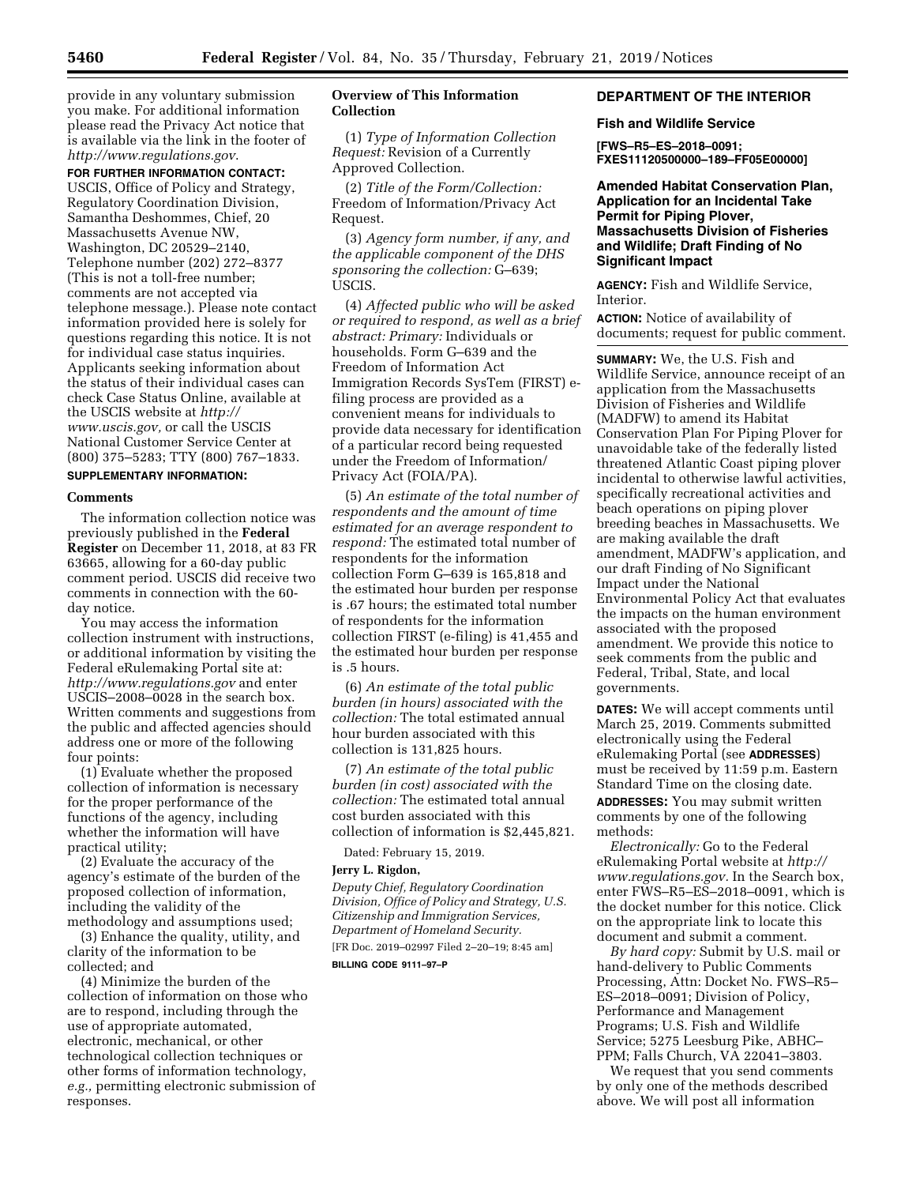provide in any voluntary submission you make. For additional information please read the Privacy Act notice that is available via the link in the footer of *http://www.regulations.gov*.

**FOR FURTHER INFORMATION CONTACT:** USCIS, Office of Policy and Strategy, Regulatory Coordination Division, Samantha Deshommes, Chief, 20 Massachusetts Avenue NW, Washington, DC 20529–2140, Telephone number (202) 272–8377 (This is not a toll-free number; comments are not accepted via telephone message.). Please note contact information provided here is solely for questions regarding this notice. It is not for individual case status inquiries. Applicants seeking information about the status of their individual cases can check Case Status Online, available at the USCIS website at *http://www.uscis.gov,* or call the USCIS National Customer Service Center at (800) 375–5283; TTY (800) 767–1833.

**SUPPLEMENTARY INFORMATION:**

**Comments**

The information collection notice was previously published in the **Federal Register** on December 11, 2018, at 83 FR 63665, allowing for a 60-day public comment period. USCIS did receive two comments in connection with the 60-day notice.

You may access the information collection instrument with instructions, or additional information by visiting the Federal eRulemaking Portal site at: *http://www.regulations.gov* and enter USCIS–2008–0028 in the search box. Written comments and suggestions from the public and affected agencies should address one or more of the following four points:

(1) Evaluate whether the proposed collection of information is necessary for the proper performance of the functions of the agency, including whether the information will have practical utility;

(2) Evaluate the accuracy of the agency's estimate of the burden of the proposed collection of information, including the validity of the methodology and assumptions used;

(3) Enhance the quality, utility, and clarity of the information to be collected; and

(4) Minimize the burden of the collection of information on those who are to respond, including through the use of appropriate automated, electronic, mechanical, or other technological collection techniques or other forms of information technology, *e.g.,* permitting electronic submission of responses.

**Overview of This Information Collection**

(1) *Type of Information Collection Request:* Revision of a Currently Approved Collection.

(2) *Title of the Form/Collection:* Freedom of Information/Privacy Act Request.

(3) *Agency form number, if any, and the applicable component of the DHS sponsoring the collection:* G–639; USCIS.

(4) *Affected public who will be asked or required to respond, as well as a brief abstract: Primary:* Individuals or households. Form G–639 and the Freedom of Information Act Immigration Records SysTem (FIRST) e-filing process are provided as a convenient means for individuals to provide data necessary for identification of a particular record being requested under the Freedom of Information/Privacy Act (FOIA/PA).

(5) *An estimate of the total number of respondents and the amount of time estimated for an average respondent to respond:* The estimated total number of respondents for the information collection Form G–639 is 165,818 and the estimated hour burden per response is .67 hours; the estimated total number of respondents for the information collection FIRST (e-filing) is 41,455 and the estimated hour burden per response is .5 hours.

(6) *An estimate of the total public burden (in hours) associated with the collection:* The total estimated annual hour burden associated with this collection is 131,825 hours.

(7) *An estimate of the total public burden (in cost) associated with the collection:* The estimated total annual cost burden associated with this collection of information is $2,445,821.

Dated: February 15, 2019.

**Jerry L. Rigdon,**

*Deputy Chief, Regulatory Coordination Division, Office of Policy and Strategy, U.S. Citizenship and Immigration Services, Department of Homeland Security.*

[FR Doc. 2019–02997 Filed 2–20–19; 8:45 am]

**BILLING CODE 9111–97–P**

## DEPARTMENT OF THE INTERIOR

### Fish and Wildlife Service

**[FWS–R5–ES–2018–0091; FXES11120500000–189–FF05E00000]**

### Amended Habitat Conservation Plan, Application for an Incidental Take Permit for Piping Plover, Massachusetts Division of Fisheries and Wildlife; Draft Finding of No Significant Impact

**AGENCY:** Fish and Wildlife Service, Interior.

**ACTION:** Notice of availability of documents; request for public comment.

**SUMMARY:** We, the U.S. Fish and Wildlife Service, announce receipt of an application from the Massachusetts Division of Fisheries and Wildlife (MADFW) to amend its Habitat Conservation Plan For Piping Plover for unavoidable take of the federally listed threatened Atlantic Coast piping plover incidental to otherwise lawful activities, specifically recreational activities and beach operations on piping plover breeding beaches in Massachusetts. We are making available the draft amendment, MADFW's application, and our draft Finding of No Significant Impact under the National Environmental Policy Act that evaluates the impacts on the human environment associated with the proposed amendment. We provide this notice to seek comments from the public and Federal, Tribal, State, and local governments.

**DATES:** We will accept comments until March 25, 2019. Comments submitted electronically using the Federal eRulemaking Portal (see **ADDRESSES**) must be received by 11:59 p.m. Eastern Standard Time on the closing date.

**ADDRESSES:** You may submit written comments by one of the following methods:

*Electronically:* Go to the Federal eRulemaking Portal website at *http://www.regulations.gov.* In the Search box, enter FWS–R5–ES–2018–0091, which is the docket number for this notice. Click on the appropriate link to locate this document and submit a comment.

*By hard copy:* Submit by U.S. mail or hand-delivery to Public Comments Processing, Attn: Docket No. FWS–R5–ES–2018–0091; Division of Policy, Performance and Management Programs; U.S. Fish and Wildlife Service; 5275 Leesburg Pike, ABHC–PPM; Falls Church, VA 22041–3803.

We request that you send comments by only one of the methods described above. We will post all information